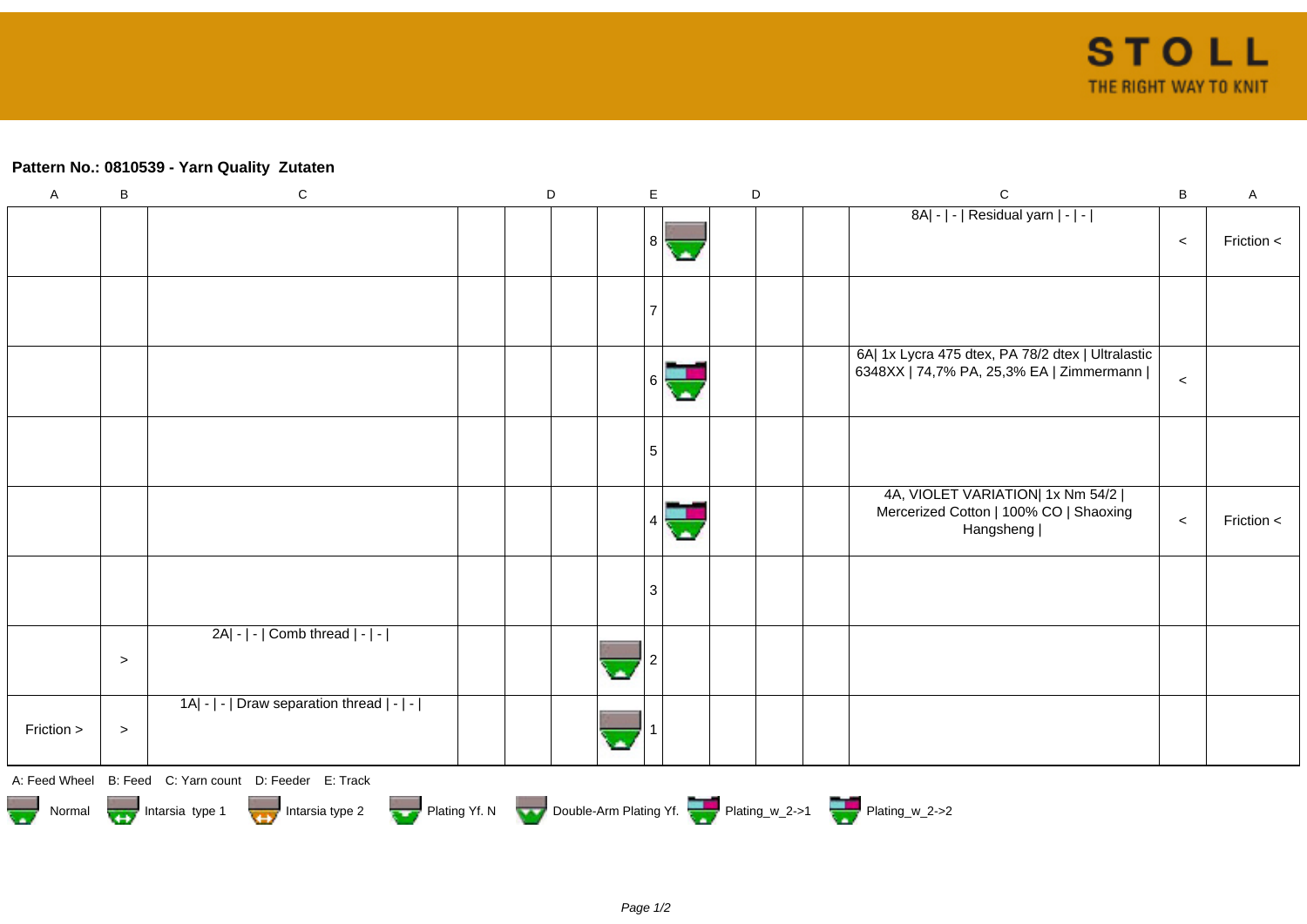STOLL
THE RIGHT WAY TO KNIT

**Pattern No.: 0810539 - Yarn Quality  Zutaten**

| A | B | C | D | D | D | E | | D | D | D | C | B | A |
|---|---|---|---|---|---|---|---|---|---|---|---|---|---|
| | | | | | | 8 | | | | | 8A\| - \| - \| Residual yarn \| - \| - \| | < | Friction < |
| | | | | | | 7 | | | | | | | |
| | | | | | | 6 | | | | | 6A\| 1x Lycra 475 dtex, PA 78/2 dtex \| Ultralastic 6348XX \| 74,7% PA, 25,3% EA \| Zimmermann \| | < | |
| | | | | | | 5 | | | | | | | |
| | | | | | | 4 | | | | | 4A, VIOLET VARIATION\| 1x Nm 54/2 \| Mercerized Cotton \| 100% CO \| Shaoxing Hangsheng \| | < | Friction < |
| | | | | | | 3 | | | | | | | |
| | > | 2A\| - \| - \| Comb thread \| - \| - \| | | | | 2 | | | | | | | |
| Friction > | > | 1A\| - \| - \| Draw separation thread \| - \| - \| | | | | 1 | | | | | | | |

A: Feed Wheel    B: Feed    C: Yarn count    D: Feeder    E: Track

Normal    Intarsia type 1    Intarsia type 2    Plating Yf. N    Double-Arm Plating Yf.    Plating_w_2->1    Plating_w_2->2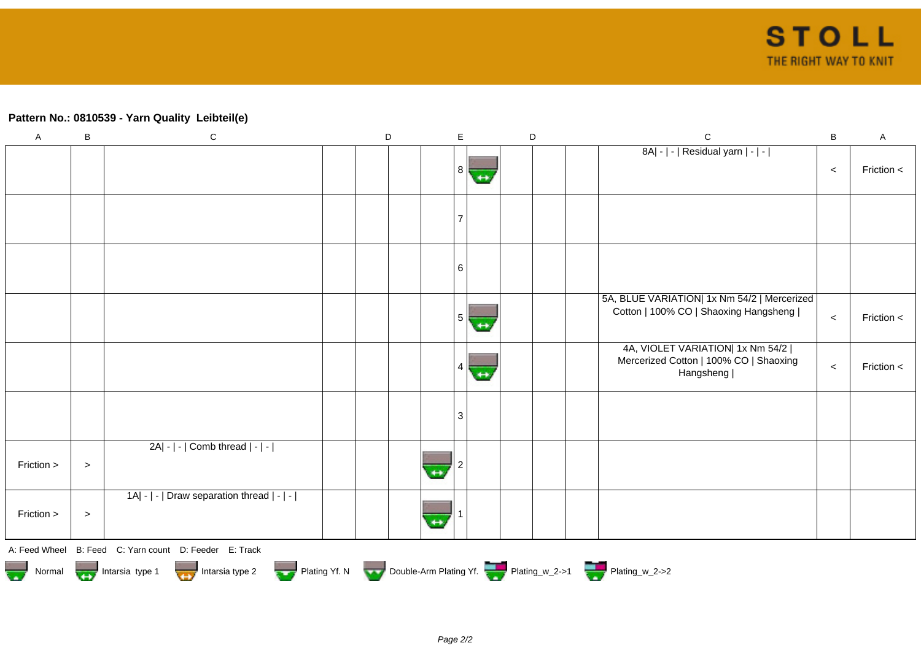**Pattern No.: 0810539 - Yarn Quality  Leibteil(e)**

| A | B | C | D | D | D | | E | | D | D | D | C | B | A |
|---|---|---|---|---|---|---|---|---|---|---|---|---|---|---|
| | | | | | | | 8 | | | | | 8A\| - \| - \| Residual yarn \| - \| - \| | < | Friction < |
| | | | | | | | 7 | | | | | | | |
| | | | | | | | 6 | | | | | | | |
| | | | | | | | 5 | | | | | 5A, BLUE VARIATION\| 1x Nm 54/2 \| Mercerized Cotton \| 100% CO \| Shaoxing Hangsheng \| | < | Friction < |
| | | | | | | | 4 | | | | | 4A, VIOLET VARIATION\| 1x Nm 54/2 \| Mercerized Cotton \| 100% CO \| Shaoxing Hangsheng \| | < | Friction < |
| | | | | | | | 3 | | | | | | | |
| Friction > | > | 2A\| - \| - \| Comb thread \| - \| - \| | | | | | 2 | | | | | | | |
| Friction > | > | 1A\| - \| - \| Draw separation thread \| - \| - \| | | | | | 1 | | | | | | | |

A: Feed Wheel   B: Feed   C: Yarn count   D: Feeder   E: Track

Normal   Intarsia type 1   Intarsia type 2   Plating Yf. N   Double-Arm Plating Yf.   Plating_w_2->1   Plating_w_2->2